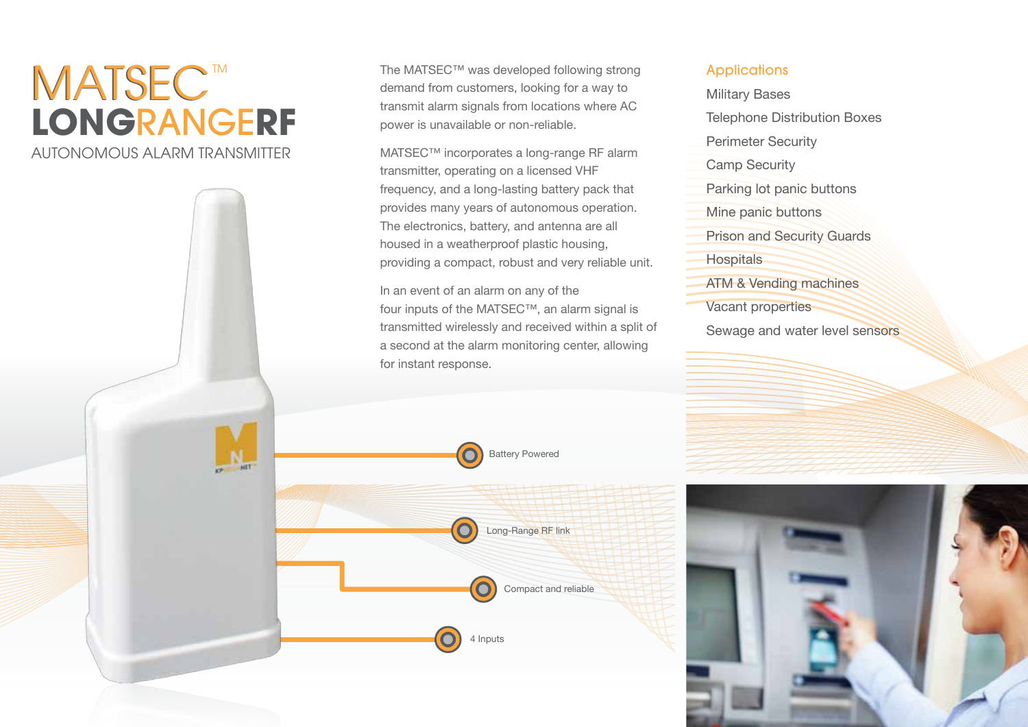# MATSEC™ LONGRANGERF

## AUTONOMOUS ALARM TRANSMITTER

The MATSEC™ was developed following strong demand from customers, looking for a way to transmit alarm signals from locations where AC power is unavailable or non-reliable.

MATSEC™ incorporates a long-range RF alarm transmitter, operating on a licensed VHF frequency, and a long-lasting battery pack that provides many years of autonomous operation. The electronics, battery, and antenna are all housed in a weatherproof plastic housing, providing a compact, robust and very reliable unit.

In an event of an alarm on any of the four inputs of the MATSEC™, an alarm signal is transmitted wirelessly and received within a split of a second at the alarm monitoring center, allowing for instant response.

- Battery Powered
- Long-Range RF link
- Compact and reliable
- 4 Inputs

### Applications

- Military Bases
- Telephone Distribution Boxes
- Perimeter Security
- Camp Security
- Parking lot panic buttons
- Mine panic buttons
- Prison and Security Guards
- Hospitals
- ATM & Vending machines
- Vacant properties
- Sewage and water level sensors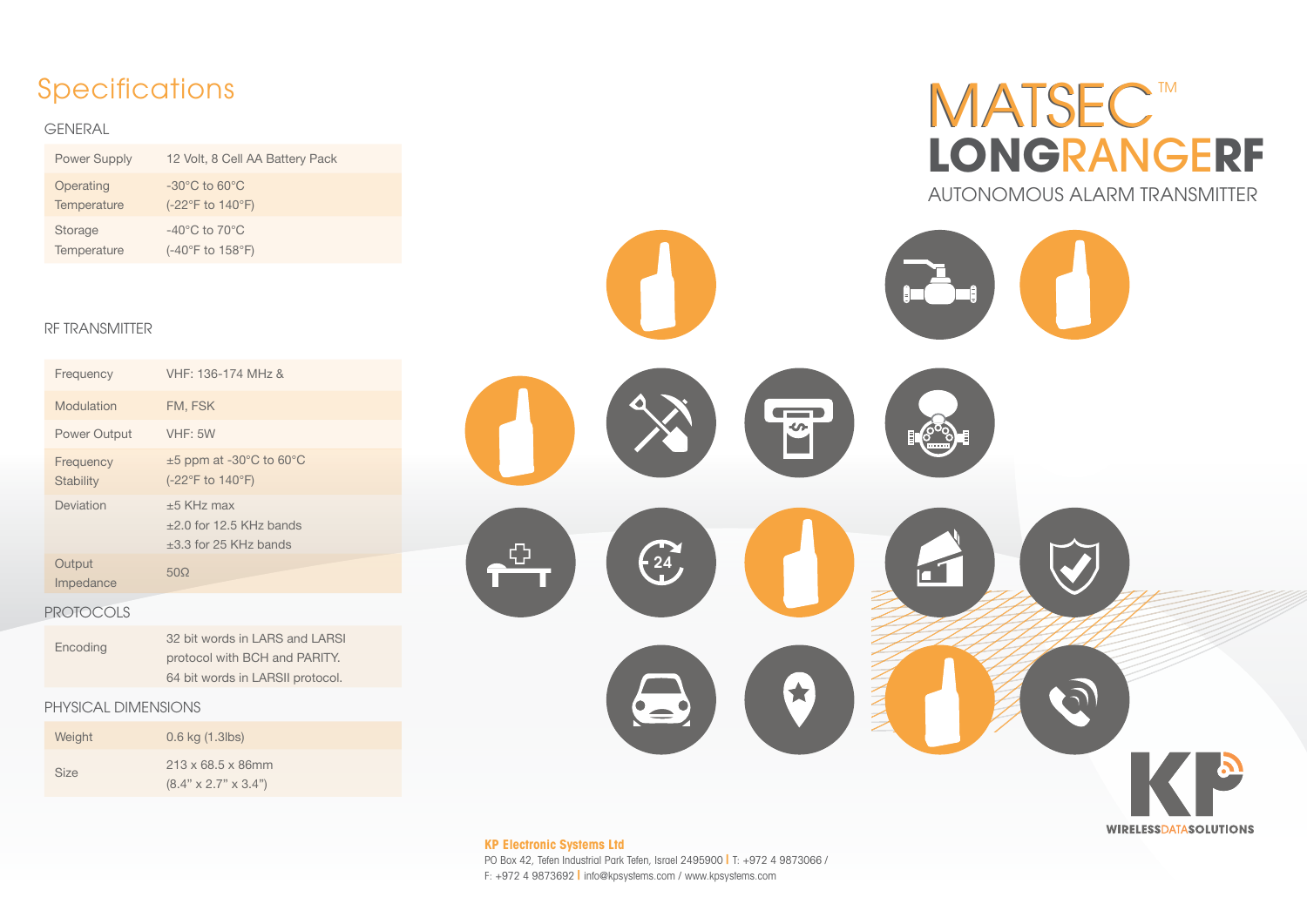# MATSEC™ LONGRANGERF

AUTONOMOUS ALARM TRANSMITTER

## Specifications

### GENERAL

| | |
|---|---|
| Power Supply | 12 Volt, 8 Cell AA Battery Pack |
| Operating Temperature | -30°C to 60°C<br>(-22°F to 140°F) |
| Storage Temperature | -40°C to 70°C<br>(-40°F to 158°F) |

### RF TRANSMITTER

| | |
|---|---|
| Frequency | VHF: 136-174 MHz & |
| Modulation | FM, FSK |
| Power Output | VHF: 5W |
| Frequency Stability | ±5 ppm at -30°C to 60°C<br>(-22°F to 140°F) |
| Deviation | ±5 KHz max<br>±2.0 for 12.5 KHz bands<br>±3.3 for 25 KHz bands |
| Output Impedance | 50Ω |

### PROTOCOLS

| | |
|---|---|
| Encoding | 32 bit words in LARS and LARSI protocol with BCH and PARITY.<br>64 bit words in LARSII protocol. |

### PHYSICAL DIMENSIONS

| | |
|---|---|
| Weight | 0.6 kg (1.3lbs) |
| Size | 213 x 68.5 x 86mm<br>(8.4” x 2.7” x 3.4”) |

KP
WIRELESSDATASOLUTIONS

**KP Electronic Systems Ltd**
PO Box 42, Tefen Industrial Park Tefen, Israel 2495900 | T: +972 4 9873066 /
F: +972 4 9873692 | info@kpsystems.com / www.kpsystems.com